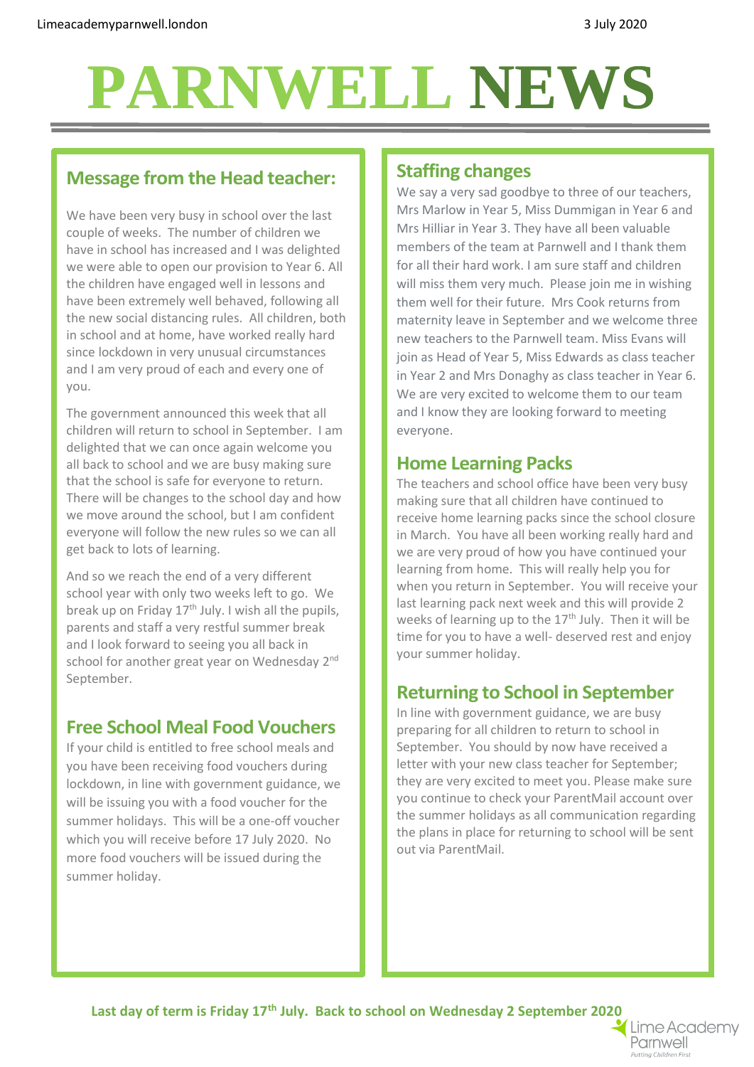Limeacademyparnwell.london

3 July 2020

# PARNWELL NEWS

## Message from the Head teacher:

We have been very busy in school over the last couple of weeks. The number of children we have in school has increased and I was delighted we were able to open our provision to Year 6. All the children have engaged well in lessons and have been extremely well behaved, following all the new social distancing rules. All children, both in school and at home, have worked really hard since lockdown in very unusual circumstances and I am very proud of each and every one of you.

The government announced this week that all children will return to school in September. I am delighted that we can once again welcome you all back to school and we are busy making sure that the school is safe for everyone to return. There will be changes to the school day and how we move around the school, but I am confident everyone will follow the new rules so we can all get back to lots of learning.

And so we reach the end of a very different school year with only two weeks left to go. We break up on Friday 17th July. I wish all the pupils, parents and staff a very restful summer break and I look forward to seeing you all back in school for another great year on Wednesday 2nd September.

## Free School Meal Food Vouchers

If your child is entitled to free school meals and you have been receiving food vouchers during lockdown, in line with government guidance, we will be issuing you with a food voucher for the summer holidays. This will be a one-off voucher which you will receive before 17 July 2020. No more food vouchers will be issued during the summer holiday.

## Staffing changes

We say a very sad goodbye to three of our teachers, Mrs Marlow in Year 5, Miss Dummigan in Year 6 and Mrs Hilliar in Year 3. They have all been valuable members of the team at Parnwell and I thank them for all their hard work. I am sure staff and children will miss them very much. Please join me in wishing them well for their future. Mrs Cook returns from maternity leave in September and we welcome three new teachers to the Parnwell team. Miss Evans will join as Head of Year 5, Miss Edwards as class teacher in Year 2 and Mrs Donaghy as class teacher in Year 6. We are very excited to welcome them to our team and I know they are looking forward to meeting everyone.

## Home Learning Packs

The teachers and school office have been very busy making sure that all children have continued to receive home learning packs since the school closure in March. You have all been working really hard and we are very proud of how you have continued your learning from home. This will really help you for when you return in September. You will receive your last learning pack next week and this will provide 2 weeks of learning up to the 17th July. Then it will be time for you to have a well- deserved rest and enjoy your summer holiday.

## Returning to School in September

In line with government guidance, we are busy preparing for all children to return to school in September. You should by now have received a letter with your new class teacher for September; they are very excited to meet you. Please make sure you continue to check your ParentMail account over the summer holidays as all communication regarding the plans in place for returning to school will be sent out via ParentMail.

**Last day of term is Friday 17th July. Back to school on Wednesday 2 September 2020**

Lime Academy Parnwell
*Putting Children First*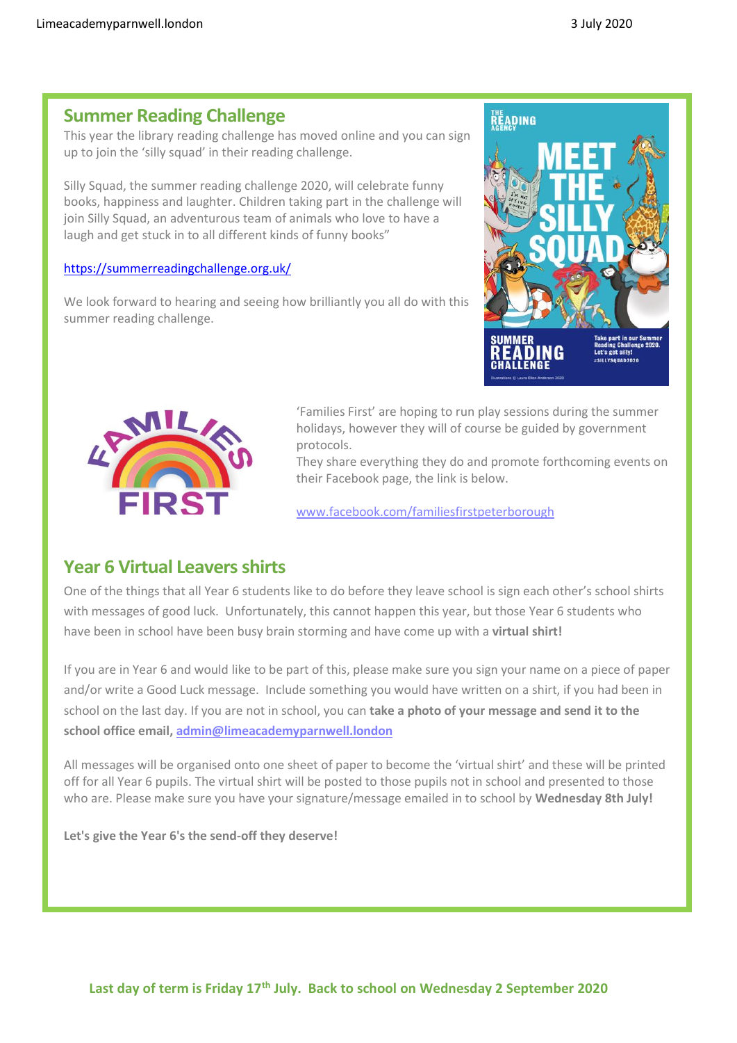## Summer Reading Challenge

This year the library reading challenge has moved online and you can sign up to join the 'silly squad' in their reading challenge.

Silly Squad, the summer reading challenge 2020, will celebrate funny books, happiness and laughter. Children taking part in the challenge will join Silly Squad, an adventurous team of animals who love to have a laugh and get stuck in to all different kinds of funny books"

https://summerreadingchallenge.org.uk/

We look forward to hearing and seeing how brilliantly you all do with this summer reading challenge.

'Families First' are hoping to run play sessions during the summer holidays, however they will of course be guided by government protocols.
They share everything they do and promote forthcoming events on their Facebook page, the link is below.

www.facebook.com/familiesfirstpeterborough

## Year 6 Virtual Leavers shirts

One of the things that all Year 6 students like to do before they leave school is sign each other's school shirts with messages of good luck. Unfortunately, this cannot happen this year, but those Year 6 students who have been in school have been busy brain storming and have come up with a **virtual shirt!**

If you are in Year 6 and would like to be part of this, please make sure you sign your name on a piece of paper and/or write a Good Luck message. Include something you would have written on a shirt, if you had been in school on the last day. If you are not in school, you can **take a photo of your message and send it to the school office email, admin@limeacademyparnwell.london**

All messages will be organised onto one sheet of paper to become the 'virtual shirt' and these will be printed off for all Year 6 pupils. The virtual shirt will be posted to those pupils not in school and presented to those who are. Please make sure you have your signature/message emailed in to school by **Wednesday 8th July!**

**Let's give the Year 6's the send-off they deserve!**

**Last day of term is Friday 17th July. Back to school on Wednesday 2 September 2020**